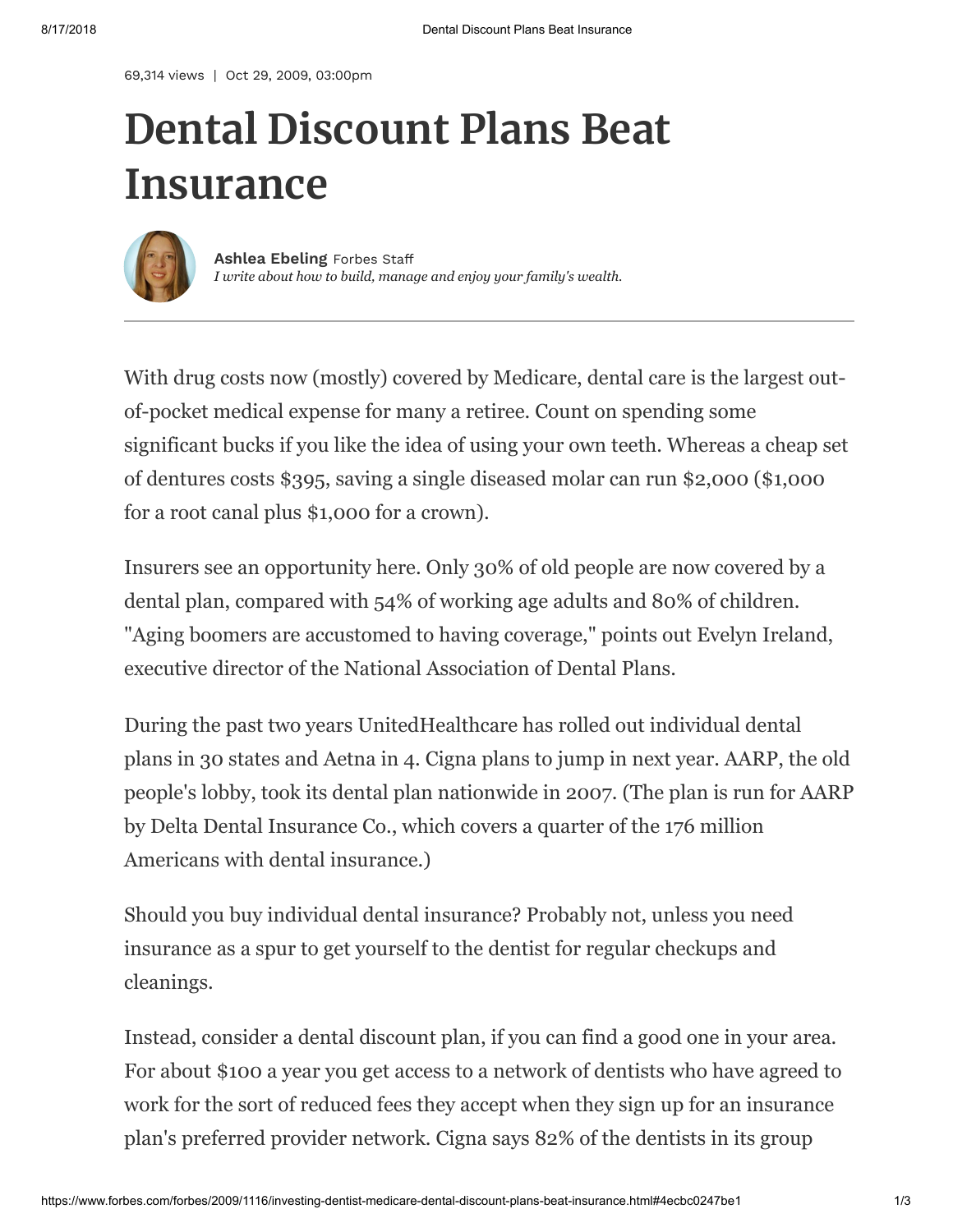69,314 views | Oct 29, 2009, 03:00pm

# Dental Discount Plans Beat Insurance

**Ashlea Ebeling** Forbes Staff
*I write about how to build, manage and enjoy your family's wealth.*

---

With drug costs now (mostly) covered by Medicare, dental care is the largest out-of-pocket medical expense for many a retiree. Count on spending some significant bucks if you like the idea of using your own teeth. Whereas a cheap set of dentures costs $395, saving a single diseased molar can run $2,000 ($1,000 for a root canal plus $1,000 for a crown).

Insurers see an opportunity here. Only 30% of old people are now covered by a dental plan, compared with 54% of working age adults and 80% of children. "Aging boomers are accustomed to having coverage," points out Evelyn Ireland, executive director of the National Association of Dental Plans.

During the past two years UnitedHealthcare has rolled out individual dental plans in 30 states and Aetna in 4. Cigna plans to jump in next year. AARP, the old people's lobby, took its dental plan nationwide in 2007. (The plan is run for AARP by Delta Dental Insurance Co., which covers a quarter of the 176 million Americans with dental insurance.)

Should you buy individual dental insurance? Probably not, unless you need insurance as a spur to get yourself to the dentist for regular checkups and cleanings.

Instead, consider a dental discount plan, if you can find a good one in your area. For about $100 a year you get access to a network of dentists who have agreed to work for the sort of reduced fees they accept when they sign up for an insurance plan's preferred provider network. Cigna says 82% of the dentists in its group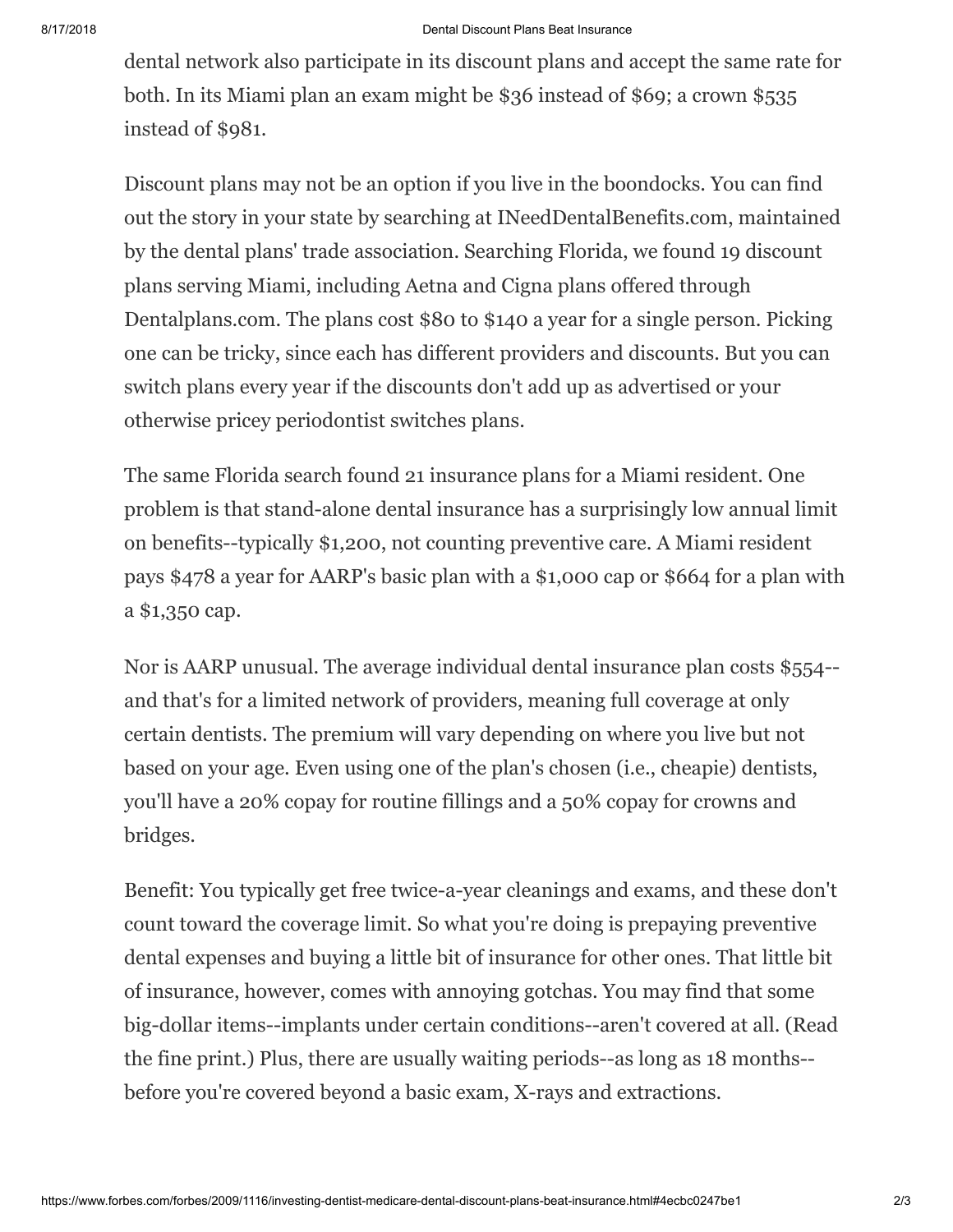dental network also participate in its discount plans and accept the same rate for both. In its Miami plan an exam might be $36 instead of $69; a crown $535 instead of $981.

Discount plans may not be an option if you live in the boondocks. You can find out the story in your state by searching at INeedDentalBenefits.com, maintained by the dental plans' trade association. Searching Florida, we found 19 discount plans serving Miami, including Aetna and Cigna plans offered through Dentalplans.com. The plans cost $80 to $140 a year for a single person. Picking one can be tricky, since each has different providers and discounts. But you can switch plans every year if the discounts don't add up as advertised or your otherwise pricey periodontist switches plans.

The same Florida search found 21 insurance plans for a Miami resident. One problem is that stand-alone dental insurance has a surprisingly low annual limit on benefits--typically $1,200, not counting preventive care. A Miami resident pays $478 a year for AARP's basic plan with a $1,000 cap or $664 for a plan with a $1,350 cap.

Nor is AARP unusual. The average individual dental insurance plan costs $554--and that's for a limited network of providers, meaning full coverage at only certain dentists. The premium will vary depending on where you live but not based on your age. Even using one of the plan's chosen (i.e., cheapie) dentists, you'll have a 20% copay for routine fillings and a 50% copay for crowns and bridges.

Benefit: You typically get free twice-a-year cleanings and exams, and these don't count toward the coverage limit. So what you're doing is prepaying preventive dental expenses and buying a little bit of insurance for other ones. That little bit of insurance, however, comes with annoying gotchas. You may find that some big-dollar items--implants under certain conditions--aren't covered at all. (Read the fine print.) Plus, there are usually waiting periods--as long as 18 months--before you're covered beyond a basic exam, X-rays and extractions.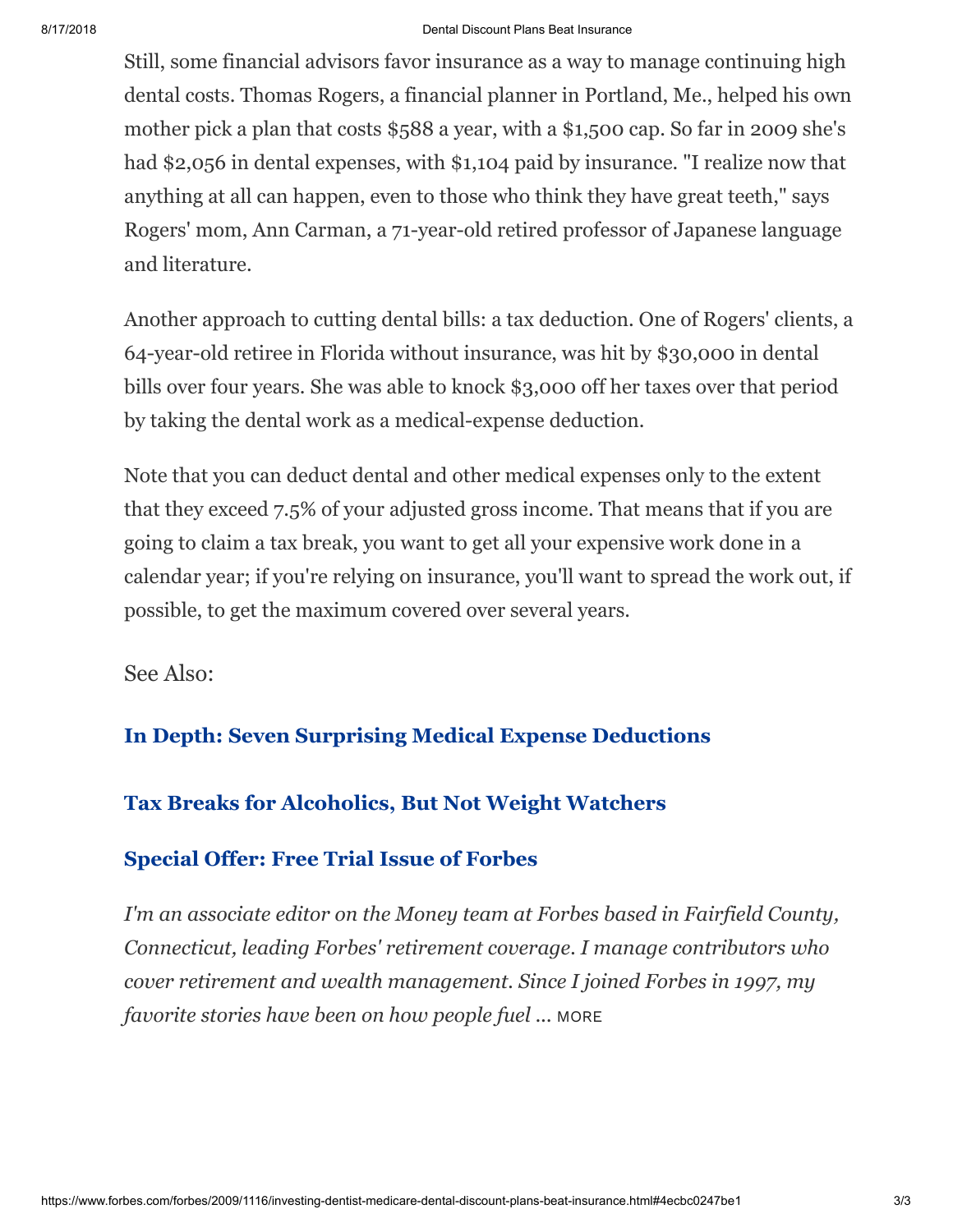Still, some financial advisors favor insurance as a way to manage continuing high dental costs. Thomas Rogers, a financial planner in Portland, Me., helped his own mother pick a plan that costs $588 a year, with a $1,500 cap. So far in 2009 she's had $2,056 in dental expenses, with $1,104 paid by insurance. "I realize now that anything at all can happen, even to those who think they have great teeth," says Rogers' mom, Ann Carman, a 71-year-old retired professor of Japanese language and literature.

Another approach to cutting dental bills: a tax deduction. One of Rogers' clients, a 64-year-old retiree in Florida without insurance, was hit by $30,000 in dental bills over four years. She was able to knock $3,000 off her taxes over that period by taking the dental work as a medical-expense deduction.

Note that you can deduct dental and other medical expenses only to the extent that they exceed 7.5% of your adjusted gross income. That means that if you are going to claim a tax break, you want to get all your expensive work done in a calendar year; if you're relying on insurance, you'll want to spread the work out, if possible, to get the maximum covered over several years.

See Also:

**In Depth: Seven Surprising Medical Expense Deductions**

**Tax Breaks for Alcoholics, But Not Weight Watchers**

**Special Offer: Free Trial Issue of Forbes**

*I'm an associate editor on the Money team at Forbes based in Fairfield County, Connecticut, leading Forbes' retirement coverage. I manage contributors who cover retirement and wealth management. Since I joined Forbes in 1997, my favorite stories have been on how people fuel ...* MORE